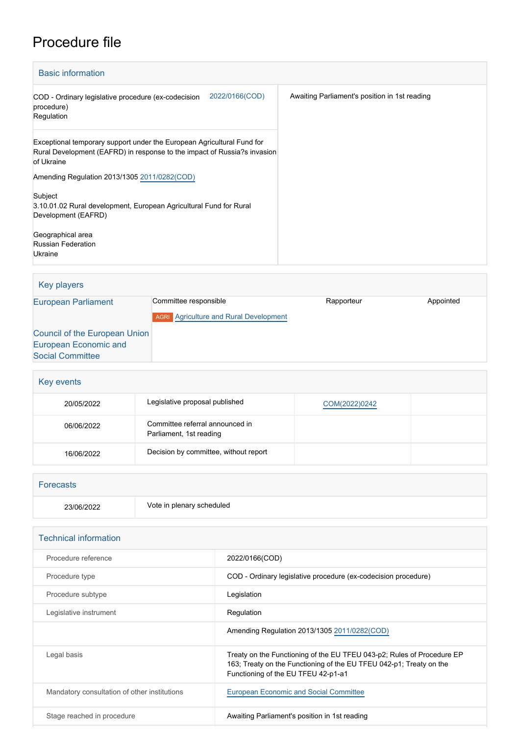# Procedure file

## Basic information

| | |
|---|---|
| COD - Ordinary legislative procedure (ex-codecision procedure) Regulation 2022/0166(COD) | Awaiting Parliament's position in 1st reading |
| Exceptional temporary support under the European Agricultural Fund for Rural Development (EAFRD) in response to the impact of Russia?s invasion of Ukraine<br><br>Amending Regulation 2013/1305 2011/0282(COD)<br><br>Subject<br>3.10.01.02 Rural development, European Agricultural Fund for Rural Development (EAFRD)<br><br>Geographical area<br>Russian Federation<br>Ukraine | |

## Key players

| | | | |
|---|---|---|---|
| European Parliament | Committee responsible | Rapporteur | Appointed |
| | AGRI Agriculture and Rural Development | | |
| Council of the European Union | | | |
| European Economic and Social Committee | | | |

## Key events

| | | | |
|---|---|---|---|
| 20/05/2022 | Legislative proposal published | COM(2022)0242 | |
| 06/06/2022 | Committee referral announced in Parliament, 1st reading | | |
| 16/06/2022 | Decision by committee, without report | | |

## Forecasts

| | |
|---|---|
| 23/06/2022 | Vote in plenary scheduled |

## Technical information

| | |
|---|---|
| Procedure reference | 2022/0166(COD) |
| Procedure type | COD - Ordinary legislative procedure (ex-codecision procedure) |
| Procedure subtype | Legislation |
| Legislative instrument | Regulation |
| | Amending Regulation 2013/1305 2011/0282(COD) |
| Legal basis | Treaty on the Functioning of the EU TFEU 043-p2; Rules of Procedure EP 163; Treaty on the Functioning of the EU TFEU 042-p1; Treaty on the Functioning of the EU TFEU 42-p1-a1 |
| Mandatory consultation of other institutions | European Economic and Social Committee |
| Stage reached in procedure | Awaiting Parliament's position in 1st reading |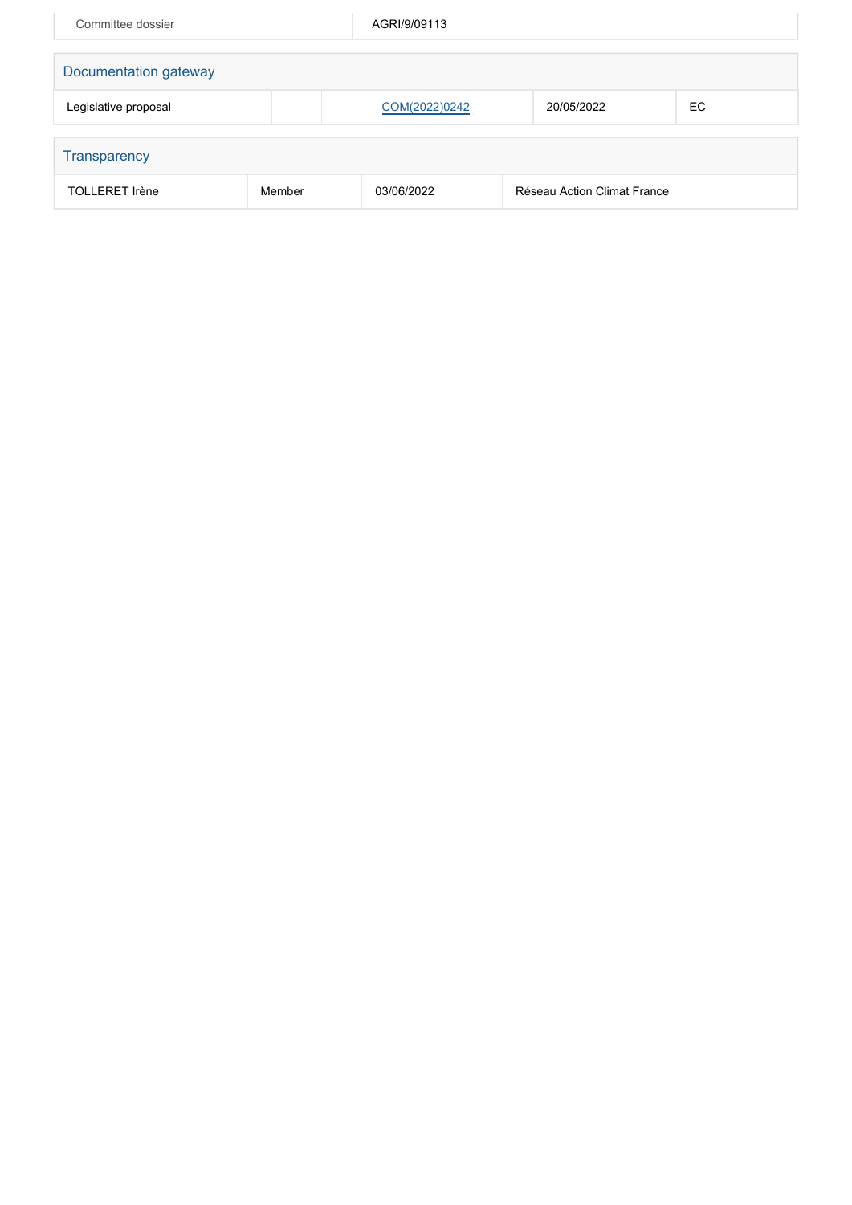| | |
|---|---|
| Committee dossier | AGRI/9/09113 |

## Documentation gateway

| | | | | | |
|---|---|---|---|---|---|
| Legislative proposal | | COM(2022)0242 | 20/05/2022 | EC | |

## Transparency

| | | | |
|---|---|---|---|
| TOLLERET Irène | Member | 03/06/2022 | Réseau Action Climat France |